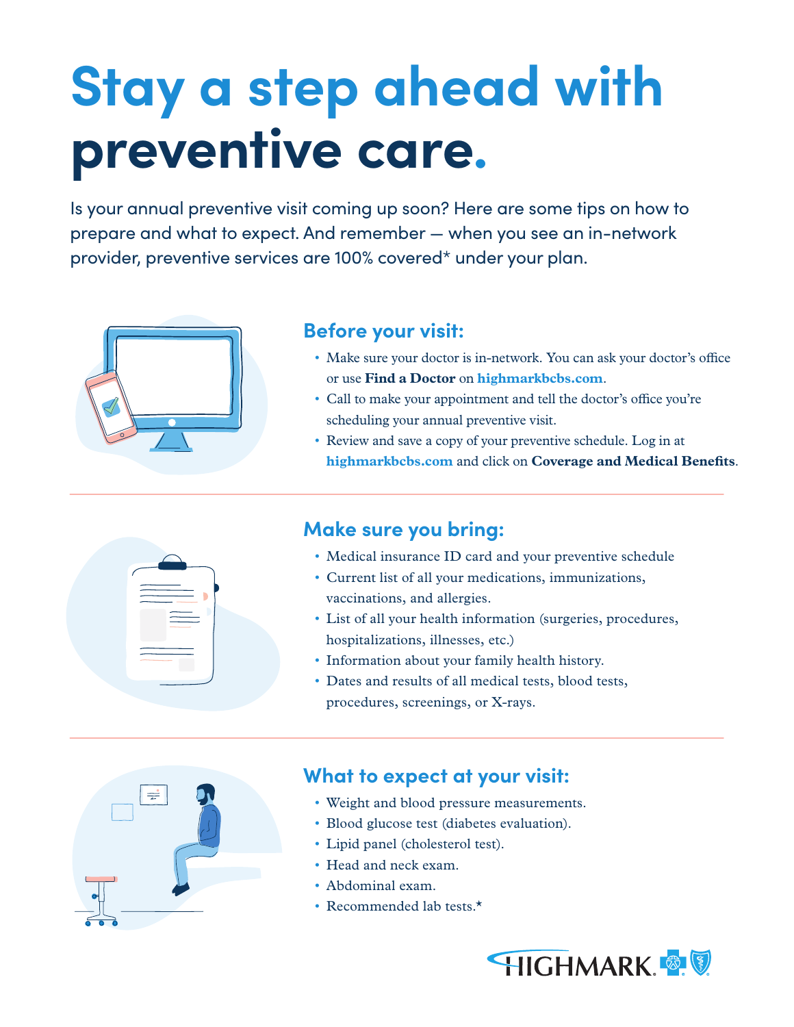# Stay a step ahead with preventive care.

Is your annual preventive visit coming up soon? Here are some tips on how to prepare and what to expect. And remember — when you see an in-network provider, preventive services are 100% covered* under your plan.

## Before your visit:

- Make sure your doctor is in-network. You can ask your doctor's office or use **Find a Doctor** on **highmarkbcbs.com**.
- Call to make your appointment and tell the doctor's office you're scheduling your annual preventive visit.
- Review and save a copy of your preventive schedule. Log in at **highmarkbcbs.com** and click on **Coverage and Medical Benefits**.

## Make sure you bring:

- Medical insurance ID card and your preventive schedule
- Current list of all your medications, immunizations, vaccinations, and allergies.
- List of all your health information (surgeries, procedures, hospitalizations, illnesses, etc.)
- Information about your family health history.
- Dates and results of all medical tests, blood tests, procedures, screenings, or X-rays.

## What to expect at your visit:

- Weight and blood pressure measurements.
- Blood glucose test (diabetes evaluation).
- Lipid panel (cholesterol test).
- Head and neck exam.
- Abdominal exam.
- Recommended lab tests.*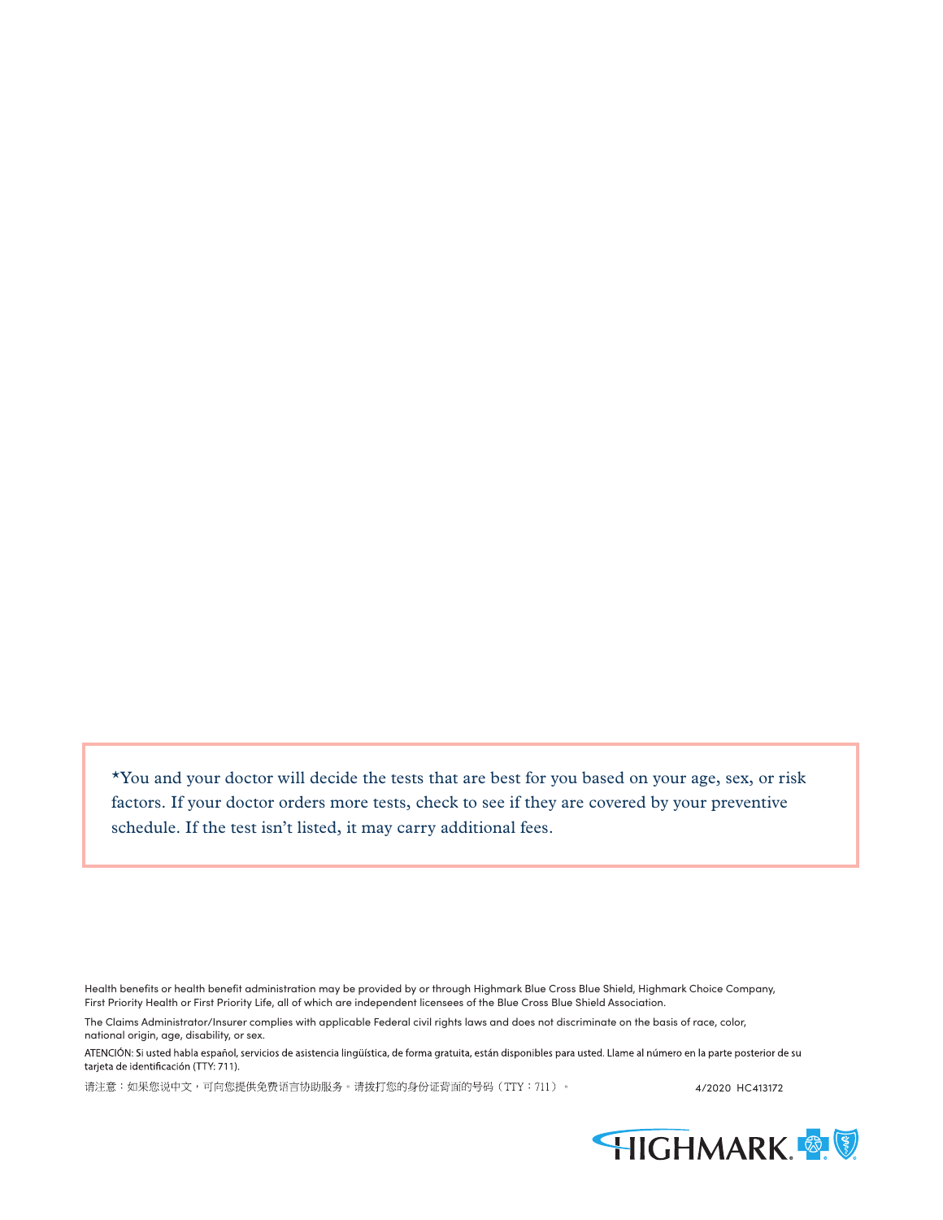*You and your doctor will decide the tests that are best for you based on your age, sex, or risk factors. If your doctor orders more tests, check to see if they are covered by your preventive schedule. If the test isn't listed, it may carry additional fees.

Health benefits or health benefit administration may be provided by or through Highmark Blue Cross Blue Shield, Highmark Choice Company, First Priority Health or First Priority Life, all of which are independent licensees of the Blue Cross Blue Shield Association.

The Claims Administrator/Insurer complies with applicable Federal civil rights laws and does not discriminate on the basis of race, color, national origin, age, disability, or sex.

ATENCIÓN: Si usted habla español, servicios de asistencia lingüística, de forma gratuita, están disponibles para usted. Llame al número en la parte posterior de su tarjeta de identificación (TTY: 711).

请注意：如果您说中文，可向您提供免费语言协助服务。请拨打您的身份证背面的号码（TTY：711）。

4/2020 HC413172

HIGHMARK.